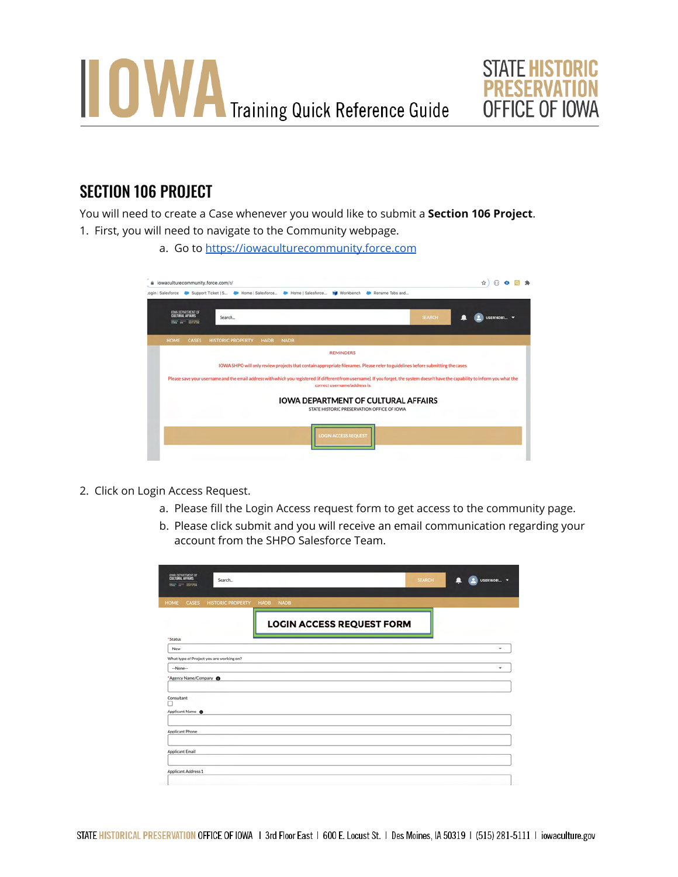# SECTION 106 PROJECT

You will need to create a Case whenever you would like to submit a **Section 106 Project**.

1. First, you will need to navigate to the Community webpage.
   a. Go to [https://iowaculturecommunity.force.com](https://iowaculturecommunity.force.com)

2. Click on Login Access Request.
   a. Please fill the Login Access request form to get access to the community page.
   b. Please click submit and you will receive an email communication regarding your account from the SHPO Salesforce Team.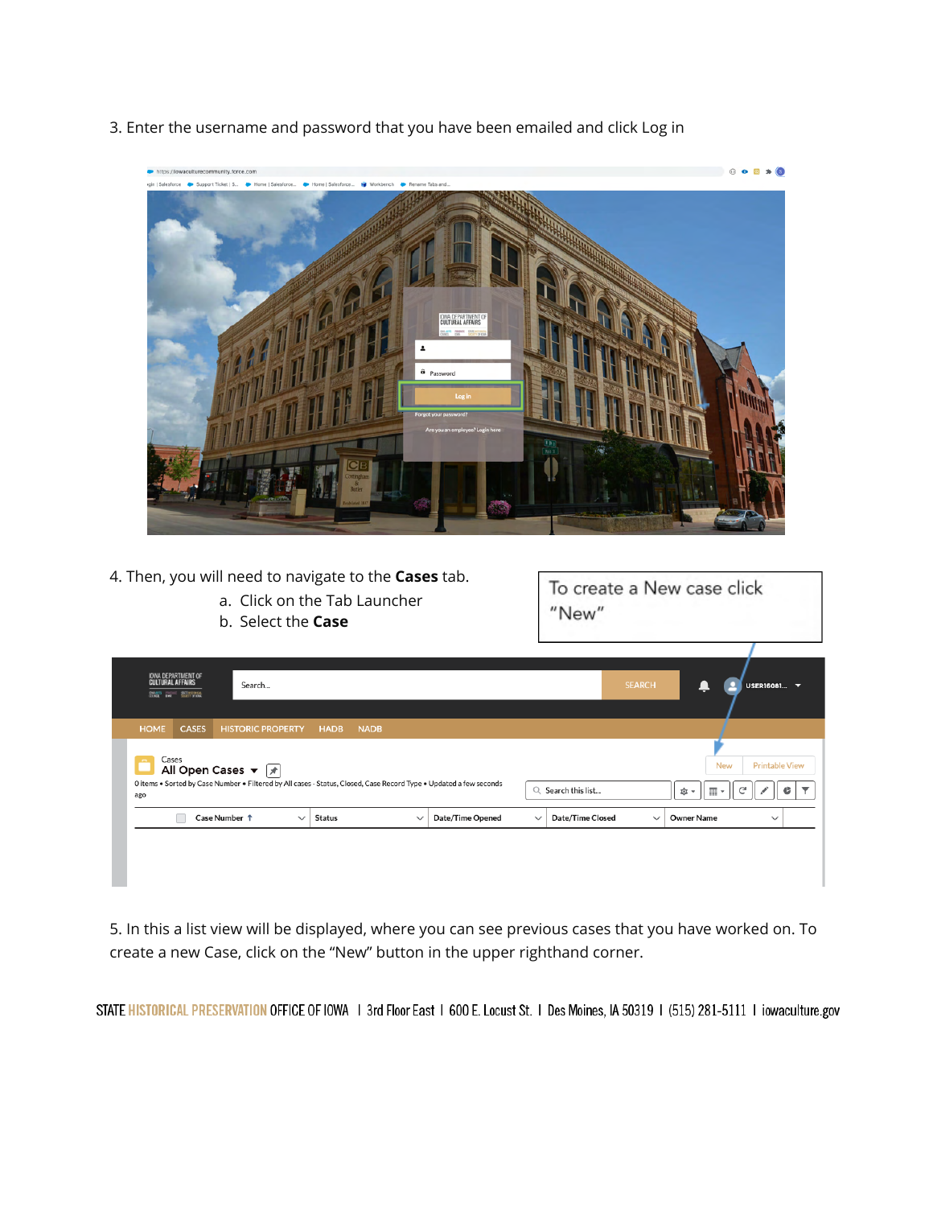3. Enter the username and password that you have been emailed and click Log in

4. Then, you will need to navigate to the **Cases** tab.
    a. Click on the Tab Launcher
    b. Select the **Case**

To create a New case click "New"

5. In this a list view will be displayed, where you can see previous cases that you have worked on. To create a new Case, click on the "New" button in the upper righthand corner.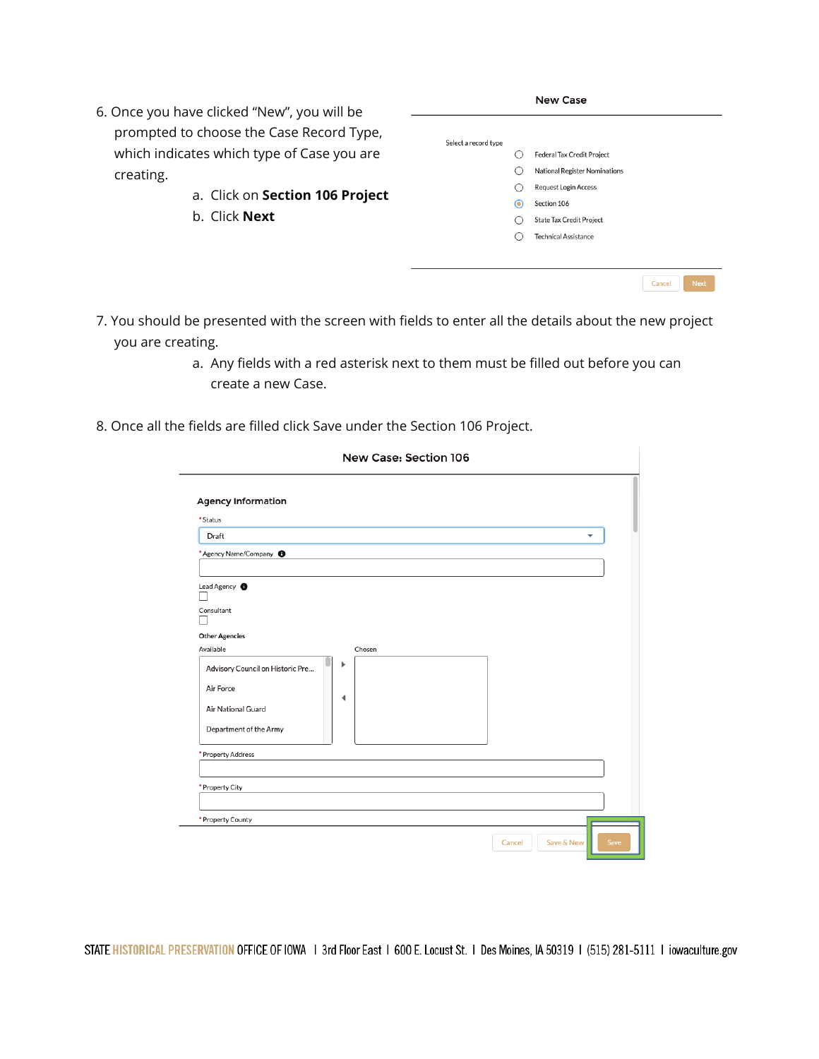6. Once you have clicked "New", you will be prompted to choose the Case Record Type, which indicates which type of Case you are creating.
   a. Click on **Section 106 Project**
   b. Click **Next**

New Case

Select a record type

- Federal Tax Credit Project
- National Register Nominations
- Request Login Access
- Section 106
- State Tax Credit Project
- Technical Assistance

Cancel | Next

7. You should be presented with the screen with fields to enter all the details about the new project you are creating.
   a. Any fields with a red asterisk next to them must be filled out before you can create a new Case.

8. Once all the fields are filled click Save under the Section 106 Project.

New Case: Section 106

Agency Information

*Status

Draft

*Agency Name/Company

Lead Agency

Consultant

Other Agencies

Available

- Advisory Council on Historic Pre...
- Air Force
- Air National Guard
- Department of the Army

Chosen

*Property Address

*Property City

*Property County

Cancel | Save & New | Save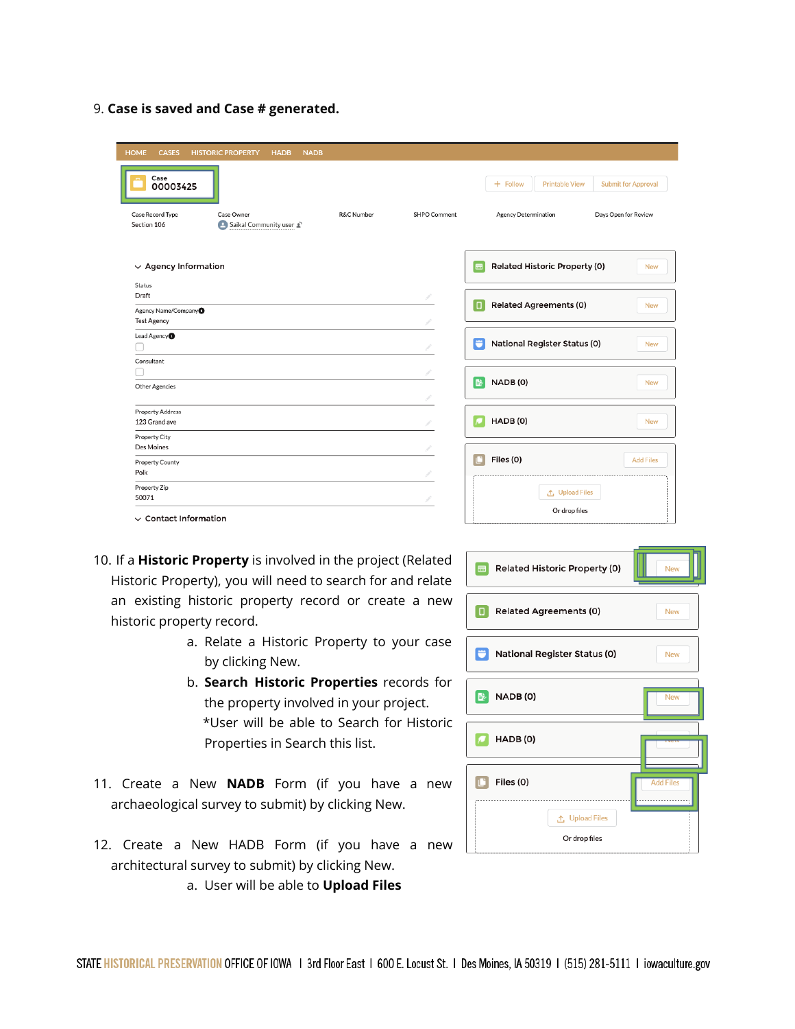9. **Case is saved and Case # generated.**

10. If a **Historic Property** is involved in the project (Related Historic Property), you will need to search for and relate an existing historic property record or create a new historic property record.
    a. Relate a Historic Property to your case by clicking New.
    b. **Search Historic Properties** records for the property involved in your project.
    *User will be able to Search for Historic Properties in Search this list.

11. Create a New **NADB** Form (if you have a new archaeological survey to submit) by clicking New.

12. Create a New HADB Form (if you have a new architectural survey to submit) by clicking New.
    a. User will be able to **Upload Files**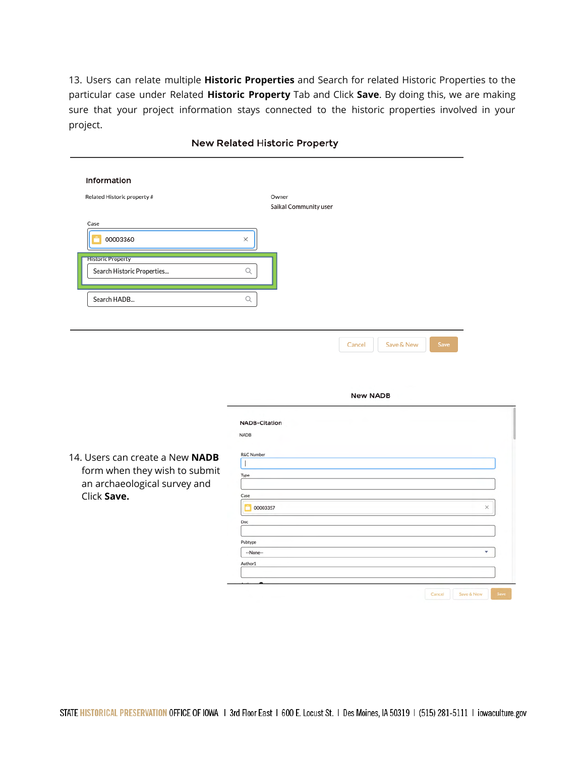13. Users can relate multiple **Historic Properties** and Search for related Historic Properties to the particular case under Related **Historic Property** Tab and Click **Save**. By doing this, we are making sure that your project information stays connected to the historic properties involved in your project.

New Related Historic Property

Information

Related Historic property #

Owner
Saikal Community user

Case
00003360

Historic Property
Search Historic Properties...

Search HADB...

Cancel | Save & New | Save

New NADB

NADB-Citation

NADB

R&C Number

Type

Case
00003357

Doc

Pubtype
--None--

Author1

Cancel | Save & New | Save

14. Users can create a New **NADB** form when they wish to submit an archaeological survey and Click **Save.**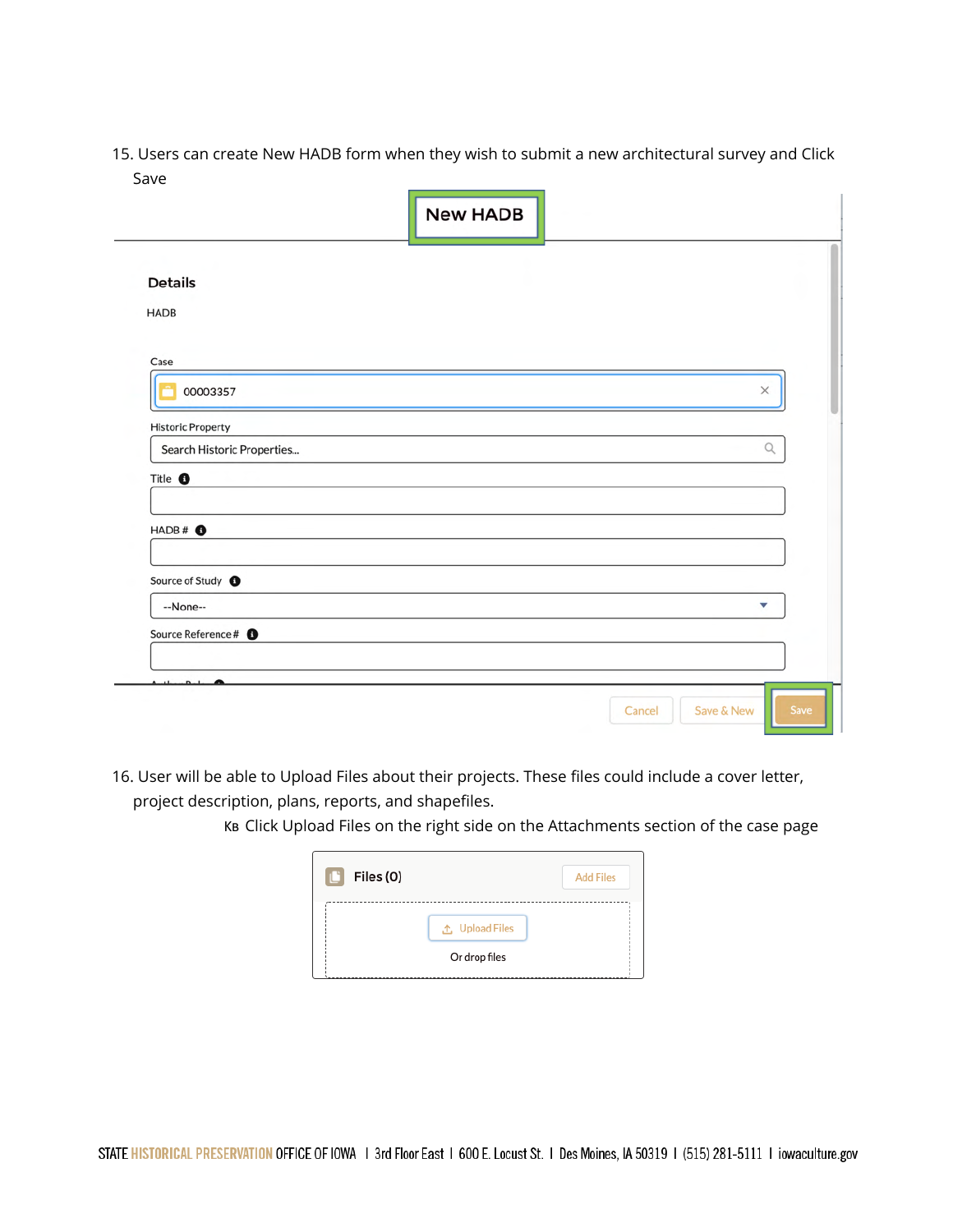15. Users can create New HADB form when they wish to submit a new architectural survey and Click Save

New HADB

Details

HADB

Case

00003357

Historic Property

Search Historic Properties...

Title

HADB #

Source of Study

--None--

Source Reference #

Cancel | Save & New | Save

16. User will be able to Upload Files about their projects. These files could include a cover letter, project description, plans, reports, and shapefiles.

   - Click Upload Files on the right side on the Attachments section of the case page

Files (0) | Add Files

Upload Files

Or drop files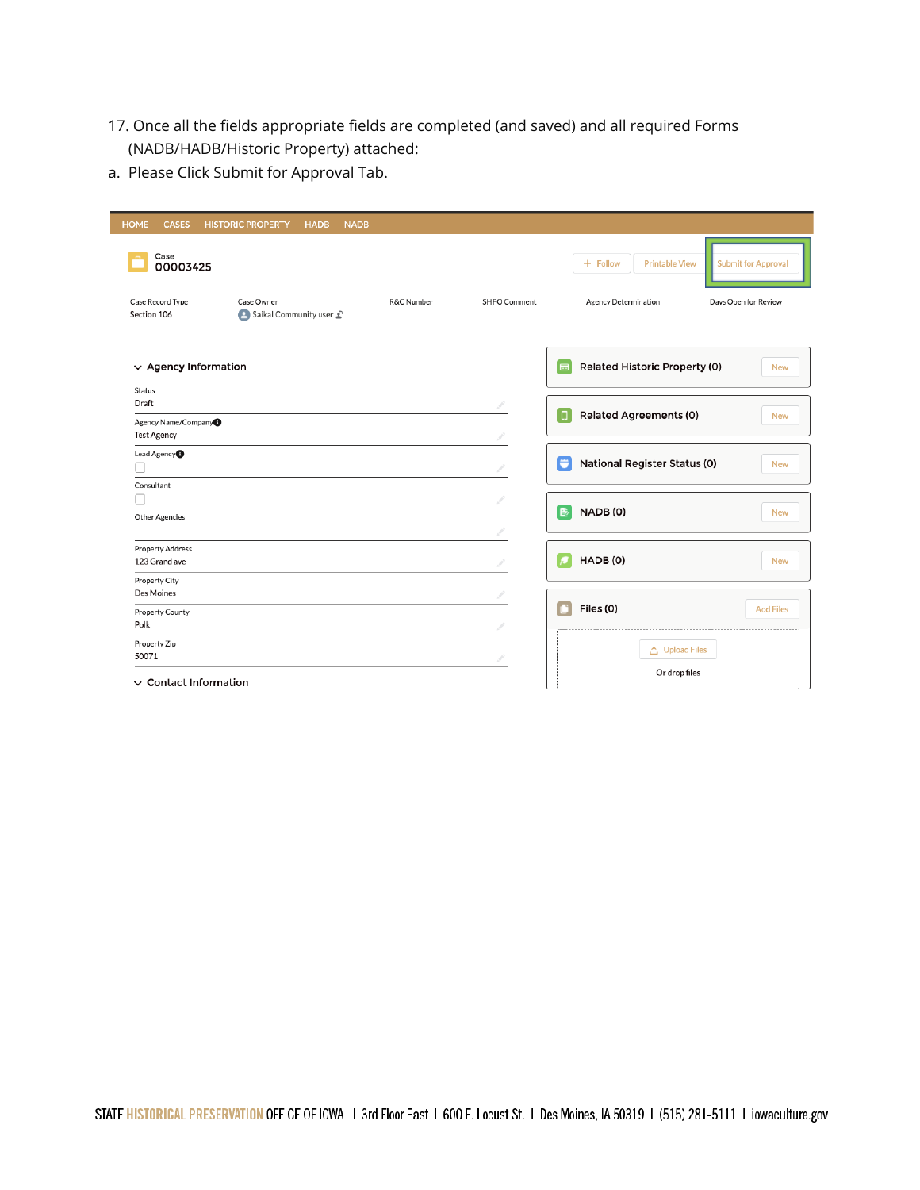17. Once all the fields appropriate fields are completed (and saved) and all required Forms (NADB/HADB/Historic Property) attached:

a. Please Click Submit for Approval Tab.

HOME CASES HISTORIC PROPERTY HADB NADB

Case
00003425

+ Follow | Printable View | Submit for Approval

| Case Record Type | Case Owner | R&C Number | SHPO Comment | Agency Determination | Days Open for Review |
|---|---|---|---|---|---|
| Section 106 | Saikal Community user | | | | |

**Agency Information**

Status
Draft

Agency Name/Company
Test Agency

Lead Agency

Consultant

Other Agencies

Property Address
123 Grand ave

Property City
Des Moines

Property County
Polk

Property Zip
50071

**Contact Information**

Related Historic Property (0) — New

Related Agreements (0) — New

National Register Status (0) — New

NADB (0) — New

HADB (0) — New

Files (0) — Add Files

Upload Files

Or drop files